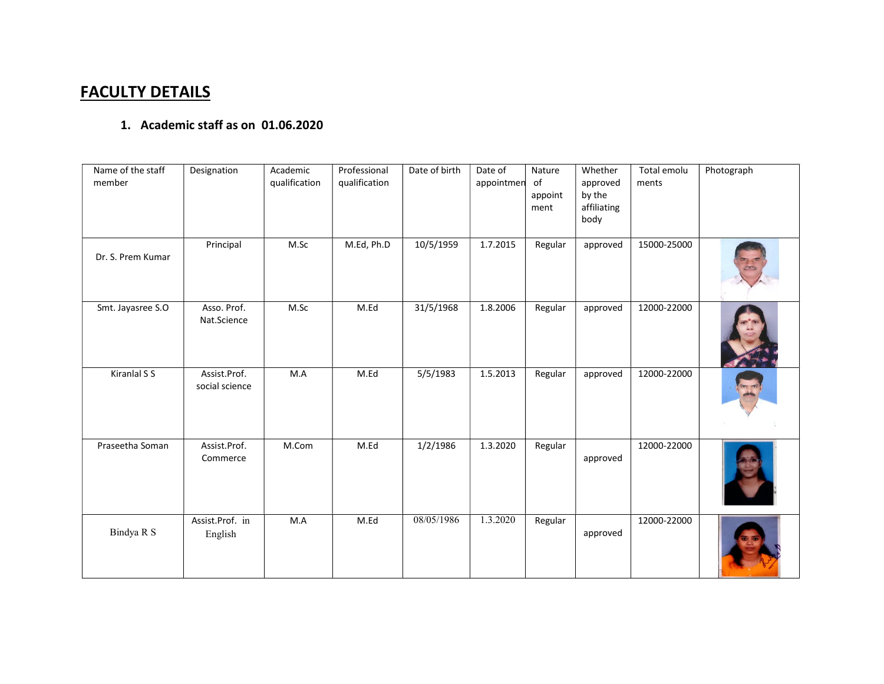# FACULTY DETAILS

## 1. Academic staff as on 01.06.2020

| Name of the staff member | Designation | Academic qualification | Professional qualification | Date of birth | Date of appointment | Nature of appointment | Whether approved by the affiliating body | Total emoluments | Photograph |
|---|---|---|---|---|---|---|---|---|---|
| Dr. S. Prem Kumar | Principal | M.Sc | M.Ed, Ph.D | 10/5/1959 | 1.7.2015 | Regular | approved | 15000-25000 | |
| Smt. Jayasree S.O | Asso. Prof. Nat.Science | M.Sc | M.Ed | 31/5/1968 | 1.8.2006 | Regular | approved | 12000-22000 | |
| Kiranlal S S | Assist.Prof. social science | M.A | M.Ed | 5/5/1983 | 1.5.2013 | Regular | approved | 12000-22000 | |
| Praseetha Soman | Assist.Prof. Commerce | M.Com | M.Ed | 1/2/1986 | 1.3.2020 | Regular | approved | 12000-22000 | |
| Bindya R S | Assist.Prof. in English | M.A | M.Ed | 08/05/1986 | 1.3.2020 | Regular | approved | 12000-22000 | |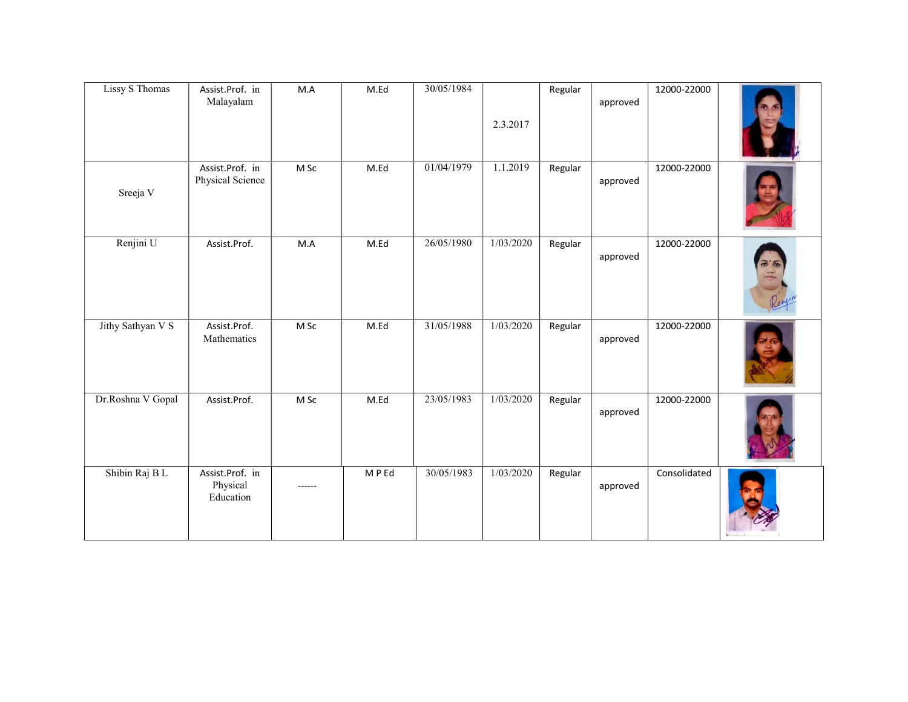|  |  |  |  |  |  |  |  |  |  |
|---|---|---|---|---|---|---|---|---|---|
| Lissy S Thomas | Assist.Prof. in Malayalam | M.A | M.Ed | 30/05/1984 | 2.3.2017 | Regular | approved | 12000-22000 |  |
| Sreeja V | Assist.Prof. in Physical Science | M Sc | M.Ed | 01/04/1979 | 1.1.2019 | Regular | approved | 12000-22000 |  |
| Renjini U | Assist.Prof. | M.A | M.Ed | 26/05/1980 | 1/03/2020 | Regular | approved | 12000-22000 |  |
| Jithy Sathyan V S | Assist.Prof. Mathematics | M Sc | M.Ed | 31/05/1988 | 1/03/2020 | Regular | approved | 12000-22000 |  |
| Dr.Roshna V Gopal | Assist.Prof. | M Sc | M.Ed | 23/05/1983 | 1/03/2020 | Regular | approved | 12000-22000 |  |
| Shibin Raj B L | Assist.Prof. in Physical Education | ------ | M P Ed | 30/05/1983 | 1/03/2020 | Regular | approved | Consolidated |  |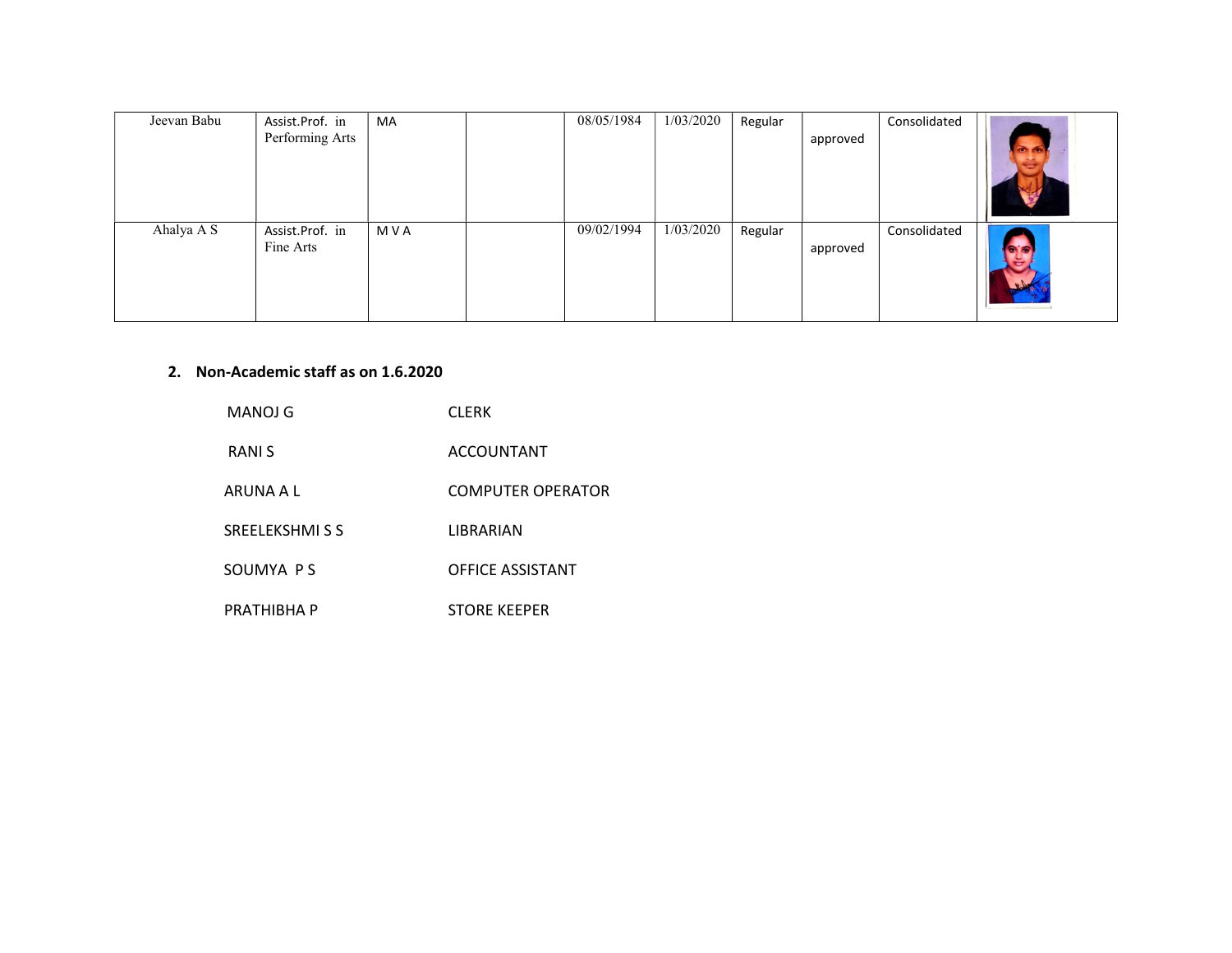| | | | | | | | | | |
|---|---|---|---|---|---|---|---|---|---|
| Jeevan Babu | Assist.Prof. in Performing Arts | MA | | 08/05/1984 | 1/03/2020 | Regular | approved | Consolidated | |
| Ahalya A S | Assist.Prof. in Fine Arts | M V A | | 09/02/1994 | 1/03/2020 | Regular | approved | Consolidated | |

## 2. Non-Academic staff as on 1.6.2020

| | |
|---|---|
| MANOJ G | CLERK |
| RANI S | ACCOUNTANT |
| ARUNA A L | COMPUTER OPERATOR |
| SREELEKSHMI S S | LIBRARIAN |
| SOUMYA P S | OFFICE ASSISTANT |
| PRATHIBHA P | STORE KEEPER |